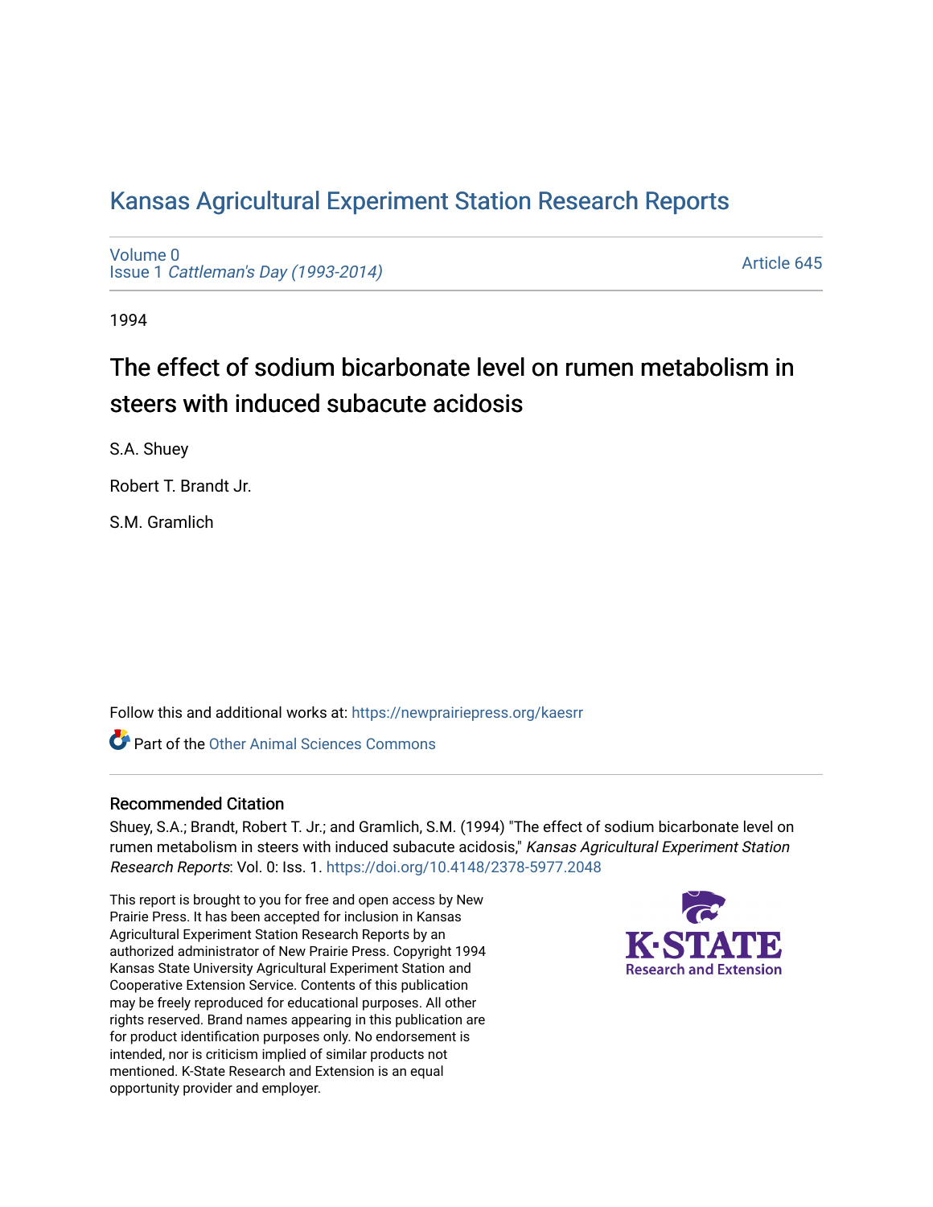# Kansas Agricultural Experiment Station Research Reports

Volume 0
Issue 1 *Cattleman's Day (1993-2014)*

Article 645

1994

## The effect of sodium bicarbonate level on rumen metabolism in steers with induced subacute acidosis

S.A. Shuey

Robert T. Brandt Jr.

S.M. Gramlich

Follow this and additional works at: https://newprairiepress.org/kaesrr

Part of the Other Animal Sciences Commons

### Recommended Citation

Shuey, S.A.; Brandt, Robert T. Jr.; and Gramlich, S.M. (1994) "The effect of sodium bicarbonate level on rumen metabolism in steers with induced subacute acidosis," *Kansas Agricultural Experiment Station Research Reports*: Vol. 0: Iss. 1. https://doi.org/10.4148/2378-5977.2048

This report is brought to you for free and open access by New Prairie Press. It has been accepted for inclusion in Kansas Agricultural Experiment Station Research Reports by an authorized administrator of New Prairie Press. Copyright 1994 Kansas State University Agricultural Experiment Station and Cooperative Extension Service. Contents of this publication may be freely reproduced for educational purposes. All other rights reserved. Brand names appearing in this publication are for product identification purposes only. No endorsement is intended, nor is criticism implied of similar products not mentioned. K-State Research and Extension is an equal opportunity provider and employer.

K-STATE Research and Extension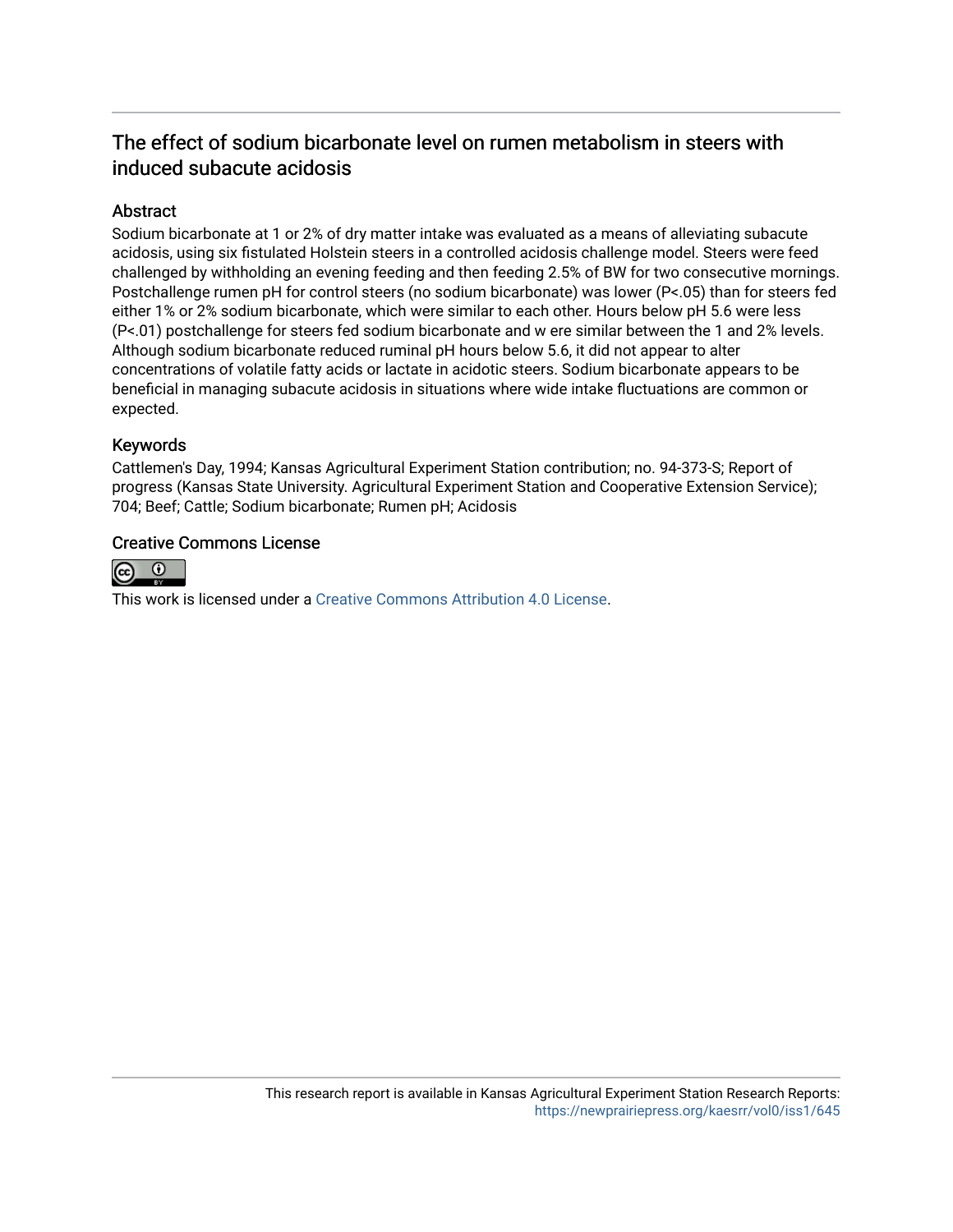## The effect of sodium bicarbonate level on rumen metabolism in steers with induced subacute acidosis

### Abstract

Sodium bicarbonate at 1 or 2% of dry matter intake was evaluated as a means of alleviating subacute acidosis, using six fistulated Holstein steers in a controlled acidosis challenge model. Steers were feed challenged by withholding an evening feeding and then feeding 2.5% of BW for two consecutive mornings. Postchallenge rumen pH for control steers (no sodium bicarbonate) was lower (P<.05) than for steers fed either 1% or 2% sodium bicarbonate, which were similar to each other. Hours below pH 5.6 were less (P<.01) postchallenge for steers fed sodium bicarbonate and w ere similar between the 1 and 2% levels. Although sodium bicarbonate reduced ruminal pH hours below 5.6, it did not appear to alter concentrations of volatile fatty acids or lactate in acidotic steers. Sodium bicarbonate appears to be beneficial in managing subacute acidosis in situations where wide intake fluctuations are common or expected.

### Keywords

Cattlemen's Day, 1994; Kansas Agricultural Experiment Station contribution; no. 94-373-S; Report of progress (Kansas State University. Agricultural Experiment Station and Cooperative Extension Service); 704; Beef; Cattle; Sodium bicarbonate; Rumen pH; Acidosis

### Creative Commons License

This work is licensed under a Creative Commons Attribution 4.0 License.

This research report is available in Kansas Agricultural Experiment Station Research Reports: https://newprairiepress.org/kaesrr/vol0/iss1/645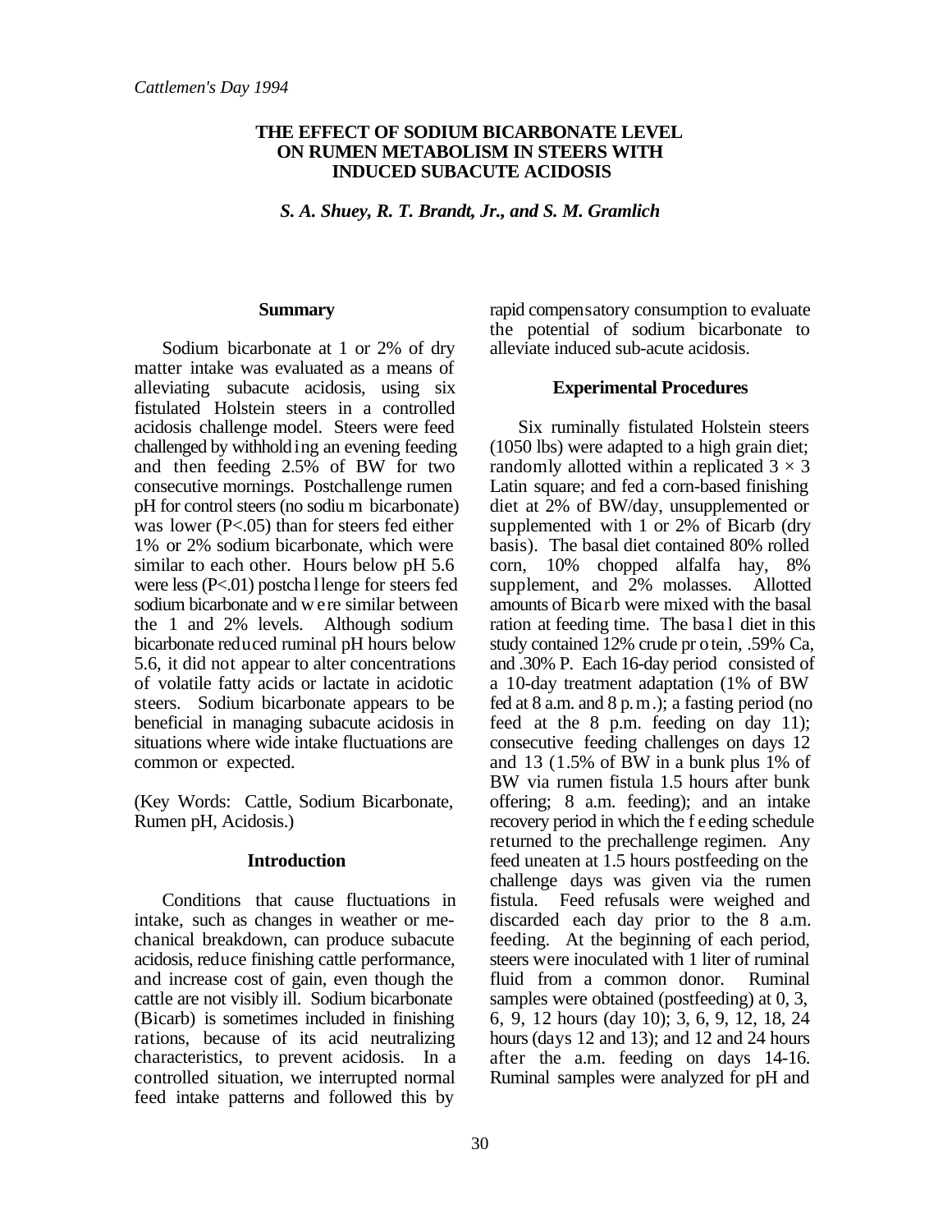*Cattlemen's Day 1994*

# THE EFFECT OF SODIUM BICARBONATE LEVEL ON RUMEN METABOLISM IN STEERS WITH INDUCED SUBACUTE ACIDOSIS

***S. A. Shuey, R. T. Brandt, Jr., and S. M. Gramlich***

## Summary

Sodium bicarbonate at 1 or 2% of dry matter intake was evaluated as a means of alleviating subacute acidosis, using six fistulated Holstein steers in a controlled acidosis challenge model. Steers were feed challenged by withholding an evening feeding and then feeding 2.5% of BW for two consecutive mornings. Postchallenge rumen pH for control steers (no sodium bicarbonate) was lower (P<.05) than for steers fed either 1% or 2% sodium bicarbonate, which were similar to each other. Hours below pH 5.6 were less (P<.01) postchallenge for steers fed sodium bicarbonate and were similar between the 1 and 2% levels. Although sodium bicarbonate reduced ruminal pH hours below 5.6, it did not appear to alter concentrations of volatile fatty acids or lactate in acidotic steers. Sodium bicarbonate appears to be beneficial in managing subacute acidosis in situations where wide intake fluctuations are common or expected.

(Key Words: Cattle, Sodium Bicarbonate, Rumen pH, Acidosis.)

## Introduction

Conditions that cause fluctuations in intake, such as changes in weather or mechanical breakdown, can produce subacute acidosis, reduce finishing cattle performance, and increase cost of gain, even though the cattle are not visibly ill. Sodium bicarbonate (Bicarb) is sometimes included in finishing rations, because of its acid neutralizing characteristics, to prevent acidosis. In a controlled situation, we interrupted normal feed intake patterns and followed this by rapid compensatory consumption to evaluate the potential of sodium bicarbonate to alleviate induced sub-acute acidosis.

## Experimental Procedures

Six ruminally fistulated Holstein steers (1050 lbs) were adapted to a high grain diet; randomly allotted within a replicated $3 \times 3$ Latin square; and fed a corn-based finishing diet at 2% of BW/day, unsupplemented or supplemented with 1 or 2% of Bicarb (dry basis). The basal diet contained 80% rolled corn, 10% chopped alfalfa hay, 8% supplement, and 2% molasses. Allotted amounts of Bicarb were mixed with the basal ration at feeding time. The basal diet in this study contained 12% crude protein, .59% Ca, and .30% P. Each 16-day period consisted of a 10-day treatment adaptation (1% of BW fed at 8 a.m. and 8 p.m.); a fasting period (no feed at the 8 p.m. feeding on day 11); consecutive feeding challenges on days 12 and 13 (1.5% of BW in a bunk plus 1% of BW via rumen fistula 1.5 hours after bunk offering; 8 a.m. feeding); and an intake recovery period in which the feeding schedule returned to the prechallenge regimen. Any feed uneaten at 1.5 hours postfeeding on the challenge days was given via the rumen fistula. Feed refusals were weighed and discarded each day prior to the 8 a.m. feeding. At the beginning of each period, steers were inoculated with 1 liter of ruminal fluid from a common donor. Ruminal samples were obtained (postfeeding) at 0, 3, 6, 9, 12 hours (day 10); 3, 6, 9, 12, 18, 24 hours (days 12 and 13); and 12 and 24 hours after the a.m. feeding on days 14-16. Ruminal samples were analyzed for pH and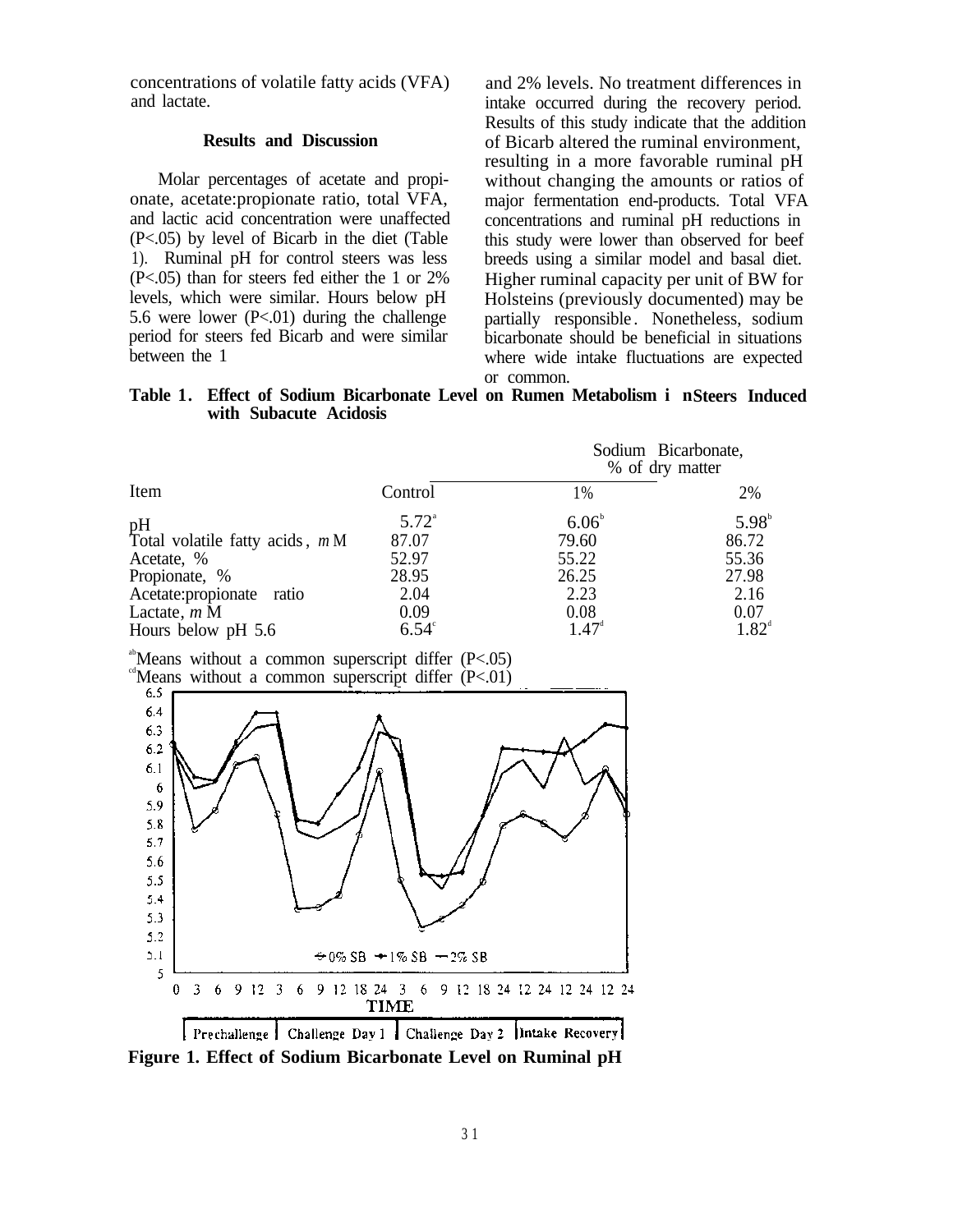concentrations of volatile fatty acids (VFA) and lactate.

### Results and Discussion

Molar percentages of acetate and propionate, acetate:propionate ratio, total VFA, and lactic acid concentration were unaffected ($P<.05$) by level of Bicarb in the diet (Table 1). Ruminal pH for control steers was less ($P<.05$) than for steers fed either the 1 or 2% levels, which were similar. Hours below pH 5.6 were lower ($P<.01$) during the challenge period for steers fed Bicarb and were similar between the 1 and 2% levels. No treatment differences in intake occurred during the recovery period. Results of this study indicate that the addition of Bicarb altered the ruminal environment, resulting in a more favorable ruminal pH without changing the amounts or ratios of major fermentation end-products. Total VFA concentrations and ruminal pH reductions in this study were lower than observed for beef breeds using a similar model and basal diet. Higher ruminal capacity per unit of BW for Holsteins (previously documented) may be partially responsible. Nonetheless, sodium bicarbonate should be beneficial in situations where wide intake fluctuations are expected or common.

**Table 1. Effect of Sodium Bicarbonate Level on Rumen Metabolism in Steers Induced with Subacute Acidosis**

| | | Sodium Bicarbonate, % of dry matter | |
|---|---|---|---|
| Item | Control | 1% | 2% |
| pH | 5.72[a] | 6.06[b] | 5.98[b] |
| Total volatile fatty acids, *m*M | 87.07 | 79.60 | 86.72 |
| Acetate, % | 52.97 | 55.22 | 55.36 |
| Propionate, % | 28.95 | 26.25 | 27.98 |
| Acetate:propionate ratio | 2.04 | 2.23 | 2.16 |
| Lactate, *m*M | 0.09 | 0.08 | 0.07 |
| Hours below pH 5.6 | 6.54[c] | 1.47[d] | 1.82[d] |

[ab]Means without a common superscript differ ($P<.05$)
[cd]Means without a common superscript differ ($P<.01$)

6.5
6.4
6.3
6.2
6.1
6
5.9
5.8
5.7
5.6
5.5
5.4
5.3
5.2
5.1
5

0% SB  1% SB  2% SB

0 3 6 9 12 3 6 9 12 18 24 3 6 9 12 18 24 12 24 12 24 12 24

TIME

Prechallenge | Challenge Day 1 | Challenge Day 2 | Intake Recovery

**Figure 1. Effect of Sodium Bicarbonate Level on Ruminal pH**